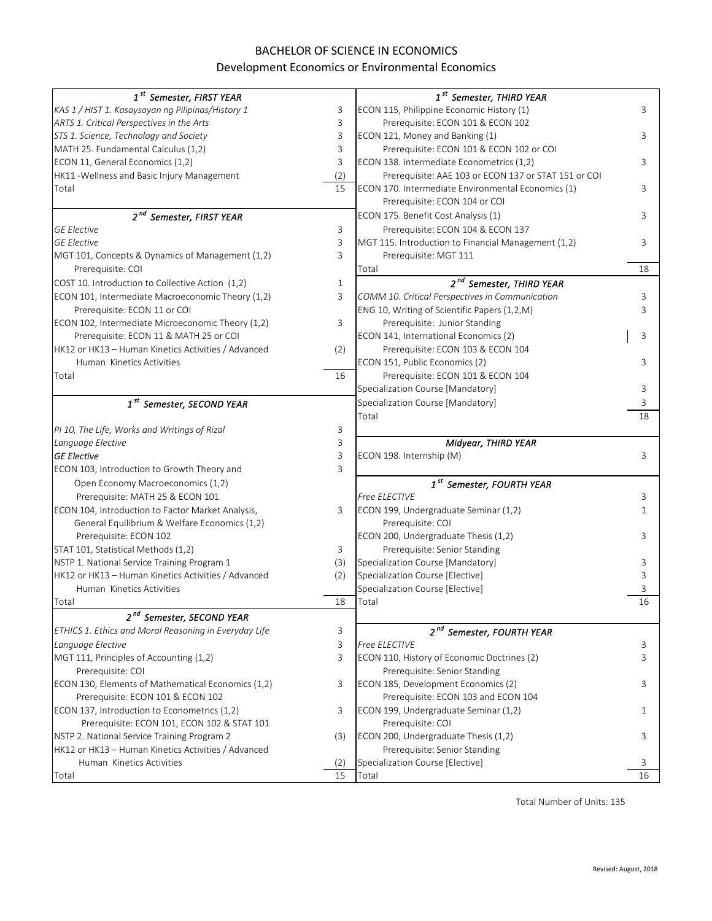# BACHELOR OF SCIENCE IN ECONOMICS

## Development Economics or Environmental Economics

| *1st Semester, FIRST YEAR* | |
|---|---|
| *KAS 1 / HIST 1. Kasaysayan ng Pilipinas/History 1* | 3 |
| *ARTS 1. Critical Perspectives in the Arts* | 3 |
| *STS 1. Science, Technology and Society* | 3 |
| MATH 25. Fundamental Calculus (1,2) | 3 |
| ECON 11, General Economics (1,2) | 3 |
| HK11 -Wellness and Basic Injury Management | (2) |
| Total | 15 |

| *2nd Semester, FIRST YEAR* | |
|---|---|
| *GE Elective* | 3 |
| *GE Elective* | 3 |
| MGT 101, Concepts & Dynamics of Management (1,2)<br>Prerequisite: COI | 3 |
| COST 10. Introduction to Collective Action (1,2) | 1 |
| ECON 101, Intermediate Macroeconomic Theory (1,2)<br>Prerequisite: ECON 11 or COI | 3 |
| ECON 102, Intermediate Microeconomic Theory (1,2)<br>Prerequisite: ECON 11 & MATH 25 or COI | 3 |
| HK12 or HK13 – Human Kinetics Activities / Advanced Human Kinetics Activities | (2) |
| Total | 16 |

| *1st Semester, SECOND YEAR* | |
|---|---|
| *PI 10, The Life, Works and Writings of Rizal* | 3 |
| *Language Elective* | 3 |
| *GE Elective* | 3 |
| ECON 103, Introduction to Growth Theory and Open Economy Macroeconomics (1,2)<br>Prerequisite: MATH 25 & ECON 101 | 3 |
| ECON 104, Introduction to Factor Market Analysis, General Equilibrium & Welfare Economics (1,2)<br>Prerequisite: ECON 102 | 3 |
| STAT 101, Statistical Methods (1,2) | 3 |
| NSTP 1. National Service Training Program 1 | (3) |
| HK12 or HK13 – Human Kinetics Activities / Advanced Human Kinetics Activities | (2) |
| Total | 18 |

| *2nd Semester, SECOND YEAR* | |
|---|---|
| *ETHICS 1. Ethics and Moral Reasoning in Everyday Life* | 3 |
| *Language Elective* | 3 |
| MGT 111, Principles of Accounting (1,2)<br>Prerequisite: COI | 3 |
| ECON 130, Elements of Mathematical Economics (1,2)<br>Prerequisite: ECON 101 & ECON 102 | 3 |
| ECON 137, Introduction to Econometrics (1,2)<br>Prerequisite: ECON 101, ECON 102 & STAT 101 | 3 |
| NSTP 2. National Service Training Program 2 | (3) |
| HK12 or HK13 – Human Kinetics Activities / Advanced Human Kinetics Activities | (2) |
| Total | 15 |

| *1st Semester, THIRD YEAR* | |
|---|---|
| ECON 115, Philippine Economic History (1)<br>Prerequisite: ECON 101 & ECON 102 | 3 |
| ECON 121, Money and Banking (1)<br>Prerequisite: ECON 101 & ECON 102 or COI | 3 |
| ECON 138. Intermediate Econometrics (1,2)<br>Prerequisite: AAE 103 or ECON 137 or STAT 151 or COI | 3 |
| ECON 170. Intermediate Environmental Economics (1)<br>Prerequisite: ECON 104 or COI | 3 |
| ECON 175. Benefit Cost Analysis (1)<br>Prerequisite: ECON 104 & ECON 137 | 3 |
| MGT 115. Introduction to Financial Management (1,2)<br>Prerequisite: MGT 111 | 3 |
| Total | 18 |

| *2nd Semester, THIRD YEAR* | |
|---|---|
| *COMM 10. Critical Perspectives in Communication* | 3 |
| ENG 10, Writing of Scientific Papers (1,2,M)<br>Prerequisite: Junior Standing | 3 |
| ECON 141, International Economics (2)<br>Prerequisite: ECON 103 & ECON 104 | 3 |
| ECON 151, Public Economics (2)<br>Prerequisite: ECON 101 & ECON 104 | 3 |
| Specialization Course [Mandatory] | 3 |
| Specialization Course [Mandatory] | 3 |
| Total | 18 |

| *Midyear, THIRD YEAR* | |
|---|---|
| ECON 198. Internship (M) | 3 |

| *1st Semester, FOURTH YEAR* | |
|---|---|
| *Free ELECTIVE* | 3 |
| ECON 199, Undergraduate Seminar (1,2)<br>Prerequisite: COI | 1 |
| ECON 200, Undergraduate Thesis (1,2)<br>Prerequisite: Senior Standing | 3 |
| Specialization Course [Mandatory] | 3 |
| Specialization Course [Elective] | 3 |
| Specialization Course [Elective] | 3 |
| Total | 16 |

| *2nd Semester, FOURTH YEAR* | |
|---|---|
| *Free ELECTIVE* | 3 |
| ECON 110, History of Economic Doctrines (2)<br>Prerequisite: Senior Standing | 3 |
| ECON 185, Development Economics (2)<br>Prerequisite: ECON 103 and ECON 104 | 3 |
| ECON 199, Undergraduate Seminar (1,2)<br>Prerequisite: COI | 1 |
| ECON 200, Undergraduate Thesis (1,2)<br>Prerequisite: Senior Standing | 3 |
| Specialization Course [Elective] | 3 |
| Total | 16 |

Total Number of Units: 135

Revised: August, 2018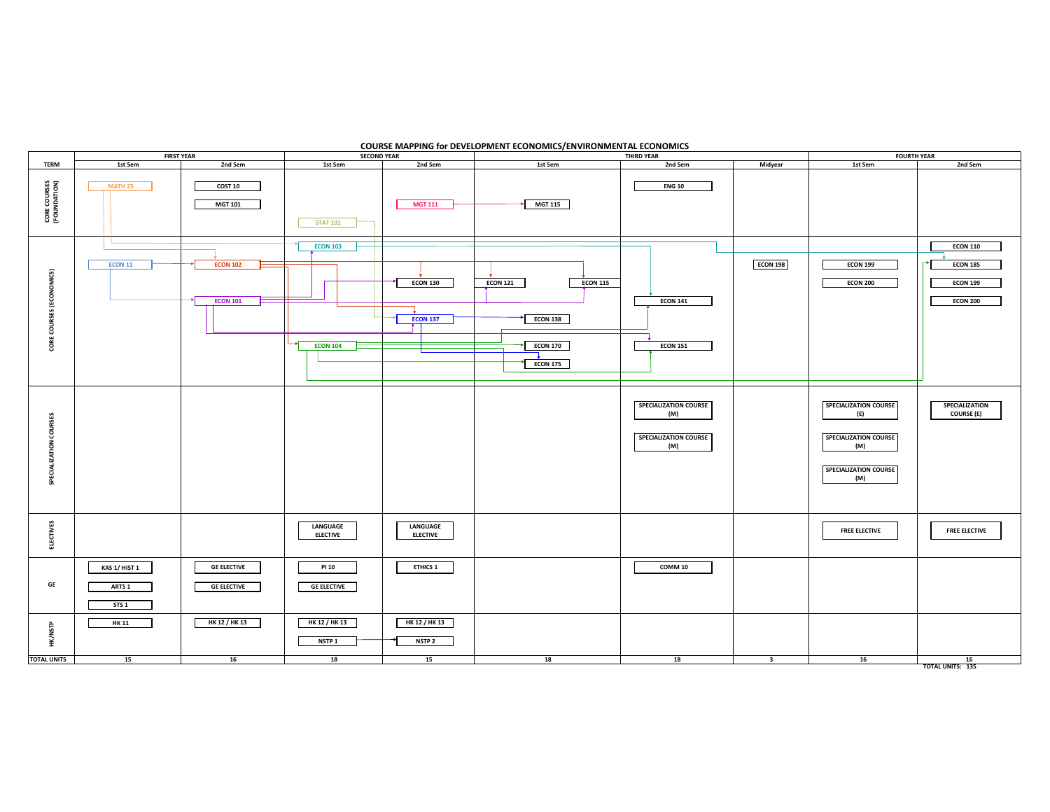# COURSE MAPPING for DEVELOPMENT ECONOMICS/ENVIRONMENTAL ECONOMICS

| | FIRST YEAR | | SECOND YEAR | | THIRD YEAR | | | FOURTH YEAR | |
|---|---|---|---|---|---|---|---|---|---|
| TERM | 1st Sem | 2nd Sem | 1st Sem | 2nd Sem | 1st Sem | 2nd Sem | Midyear | 1st Sem | 2nd Sem |
| CORE COURSES (FOUNDATION) | MATH 25 | COST 10<br>MGT 101 | STAT 101 | MGT 111 | MGT 115 | ENG 10 | | | |
| CORE COURSES (ECONOMICS) | ECON 11 | ECON 102<br>ECON 101 | ECON 103<br>ECON 104 | ECON 130<br>ECON 137 | ECON 121<br>ECON 115<br>ECON 138<br>ECON 170<br>ECON 175 | ECON 141<br>ECON 151 | ECON 198 | ECON 199<br>ECON 200 | ECON 110<br>ECON 185<br>ECON 199<br>ECON 200 |
| SPECIALIZATION COURSES | | | | | | SPECIALIZATION COURSE (M)<br>SPECIALIZATION COURSE (M) | | SPECIALIZATION COURSE (E)<br>SPECIALIZATION COURSE (M)<br>SPECIALIZATION COURSE (M) | SPECIALIZATION COURSE (E) |
| ELECTIVES | | | LANGUAGE ELECTIVE | LANGUAGE ELECTIVE | | | | FREE ELECTIVE | FREE ELECTIVE |
| GE | KAS 1/ HIST 1<br>ARTS 1<br>STS 1 | GE ELECTIVE<br>GE ELECTIVE | PI 10<br>GE ELECTIVE | ETHICS 1 | | COMM 10 | | | |
| HK/NSTP | HK 11 | HK 12 / HK 13 | HK 12 / HK 13<br>NSTP 1 | HK 12 / HK 13<br>NSTP 2 | | | | | |
| TOTAL UNITS | 15 | 16 | 18 | 15 | 18 | 18 | 3 | 16 | 16 |

TOTAL UNITS: 135